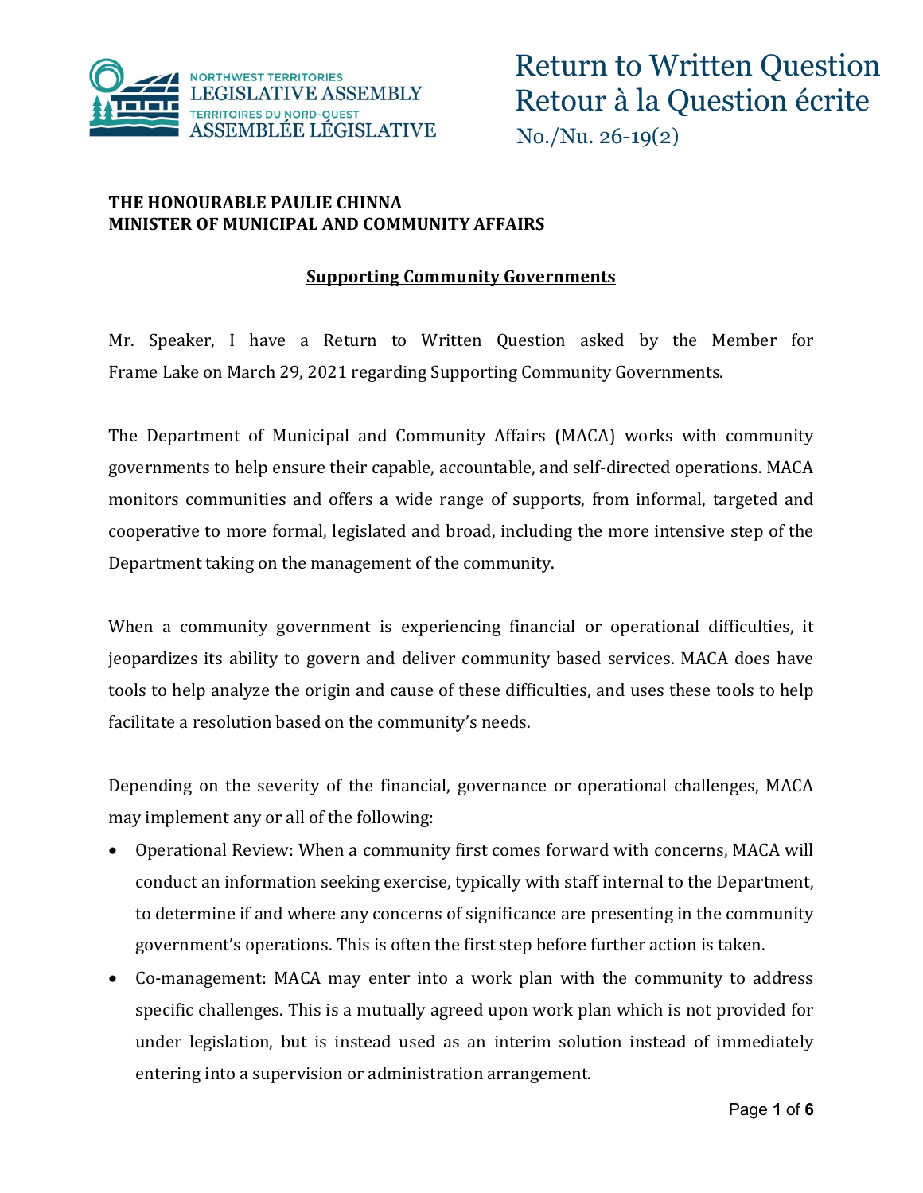# Return to Written Question
# Retour à la Question écrite

No./Nu. 26-19(2)

**THE HONOURABLE PAULIE CHINNA**
**MINISTER OF MUNICIPAL AND COMMUNITY AFFAIRS**

## Supporting Community Governments

Mr. Speaker, I have a Return to Written Question asked by the Member for Frame Lake on March 29, 2021 regarding Supporting Community Governments.

The Department of Municipal and Community Affairs (MACA) works with community governments to help ensure their capable, accountable, and self-directed operations. MACA monitors communities and offers a wide range of supports, from informal, targeted and cooperative to more formal, legislated and broad, including the more intensive step of the Department taking on the management of the community.

When a community government is experiencing financial or operational difficulties, it jeopardizes its ability to govern and deliver community based services. MACA does have tools to help analyze the origin and cause of these difficulties, and uses these tools to help facilitate a resolution based on the community's needs.

Depending on the severity of the financial, governance or operational challenges, MACA may implement any or all of the following:

- Operational Review: When a community first comes forward with concerns, MACA will conduct an information seeking exercise, typically with staff internal to the Department, to determine if and where any concerns of significance are presenting in the community government's operations. This is often the first step before further action is taken.
- Co-management: MACA may enter into a work plan with the community to address specific challenges. This is a mutually agreed upon work plan which is not provided for under legislation, but is instead used as an interim solution instead of immediately entering into a supervision or administration arrangement.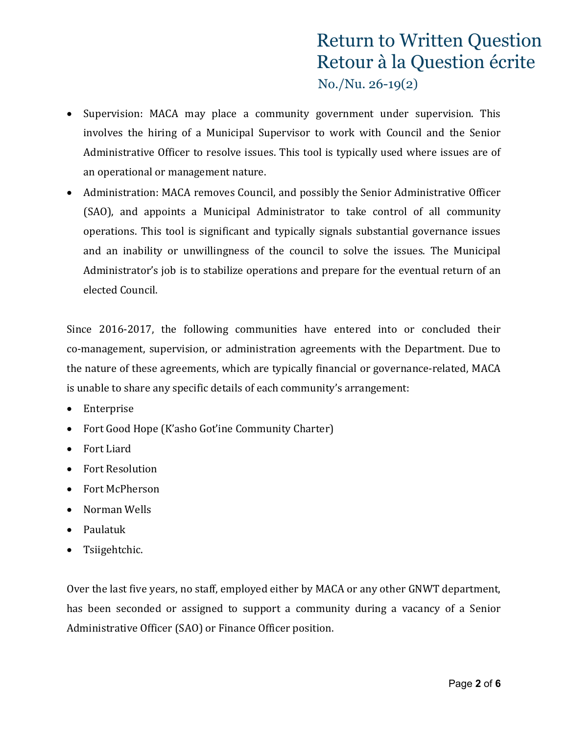- Supervision: MACA may place a community government under supervision. This involves the hiring of a Municipal Supervisor to work with Council and the Senior Administrative Officer to resolve issues. This tool is typically used where issues are of an operational or management nature.
- Administration: MACA removes Council, and possibly the Senior Administrative Officer (SAO), and appoints a Municipal Administrator to take control of all community operations. This tool is significant and typically signals substantial governance issues and an inability or unwillingness of the council to solve the issues. The Municipal Administrator's job is to stabilize operations and prepare for the eventual return of an elected Council.

Since 2016-2017, the following communities have entered into or concluded their co-management, supervision, or administration agreements with the Department. Due to the nature of these agreements, which are typically financial or governance-related, MACA is unable to share any specific details of each community's arrangement:

- Enterprise
- Fort Good Hope (K'asho Got'ine Community Charter)
- Fort Liard
- Fort Resolution
- Fort McPherson
- Norman Wells
- Paulatuk
- Tsiigehtchic.

Over the last five years, no staff, employed either by MACA or any other GNWT department, has been seconded or assigned to support a community during a vacancy of a Senior Administrative Officer (SAO) or Finance Officer position.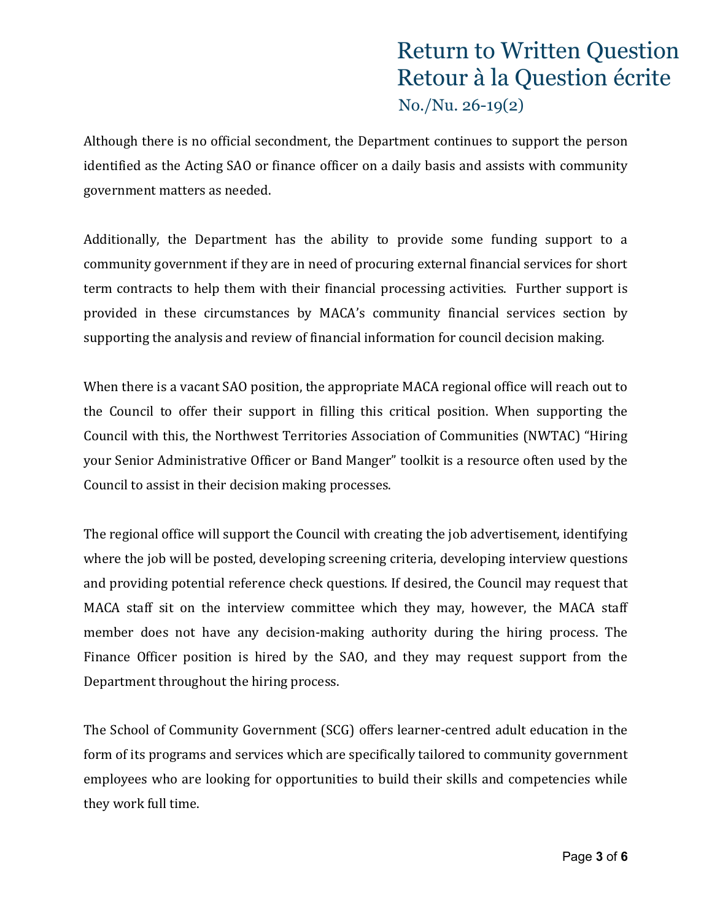Although there is no official secondment, the Department continues to support the person identified as the Acting SAO or finance officer on a daily basis and assists with community government matters as needed.

Additionally, the Department has the ability to provide some funding support to a community government if they are in need of procuring external financial services for short term contracts to help them with their financial processing activities. Further support is provided in these circumstances by MACA's community financial services section by supporting the analysis and review of financial information for council decision making.

When there is a vacant SAO position, the appropriate MACA regional office will reach out to the Council to offer their support in filling this critical position. When supporting the Council with this, the Northwest Territories Association of Communities (NWTAC) "Hiring your Senior Administrative Officer or Band Manger" toolkit is a resource often used by the Council to assist in their decision making processes.

The regional office will support the Council with creating the job advertisement, identifying where the job will be posted, developing screening criteria, developing interview questions and providing potential reference check questions. If desired, the Council may request that MACA staff sit on the interview committee which they may, however, the MACA staff member does not have any decision-making authority during the hiring process. The Finance Officer position is hired by the SAO, and they may request support from the Department throughout the hiring process.

The School of Community Government (SCG) offers learner-centred adult education in the form of its programs and services which are specifically tailored to community government employees who are looking for opportunities to build their skills and competencies while they work full time.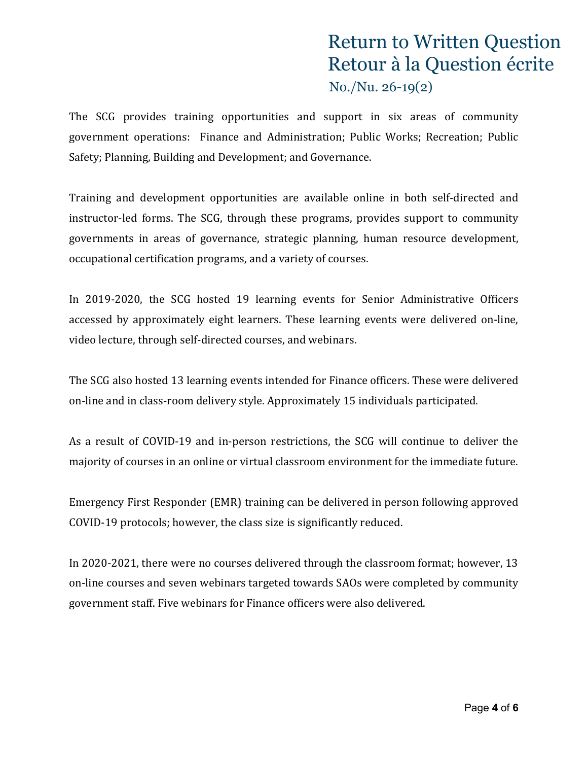The SCG provides training opportunities and support in six areas of community government operations: Finance and Administration; Public Works; Recreation; Public Safety; Planning, Building and Development; and Governance.

Training and development opportunities are available online in both self-directed and instructor-led forms. The SCG, through these programs, provides support to community governments in areas of governance, strategic planning, human resource development, occupational certification programs, and a variety of courses.

In 2019-2020, the SCG hosted 19 learning events for Senior Administrative Officers accessed by approximately eight learners. These learning events were delivered on-line, video lecture, through self-directed courses, and webinars.

The SCG also hosted 13 learning events intended for Finance officers. These were delivered on-line and in class-room delivery style. Approximately 15 individuals participated.

As a result of COVID-19 and in-person restrictions, the SCG will continue to deliver the majority of courses in an online or virtual classroom environment for the immediate future.

Emergency First Responder (EMR) training can be delivered in person following approved COVID-19 protocols; however, the class size is significantly reduced.

In 2020-2021, there were no courses delivered through the classroom format; however, 13 on-line courses and seven webinars targeted towards SAOs were completed by community government staff. Five webinars for Finance officers were also delivered.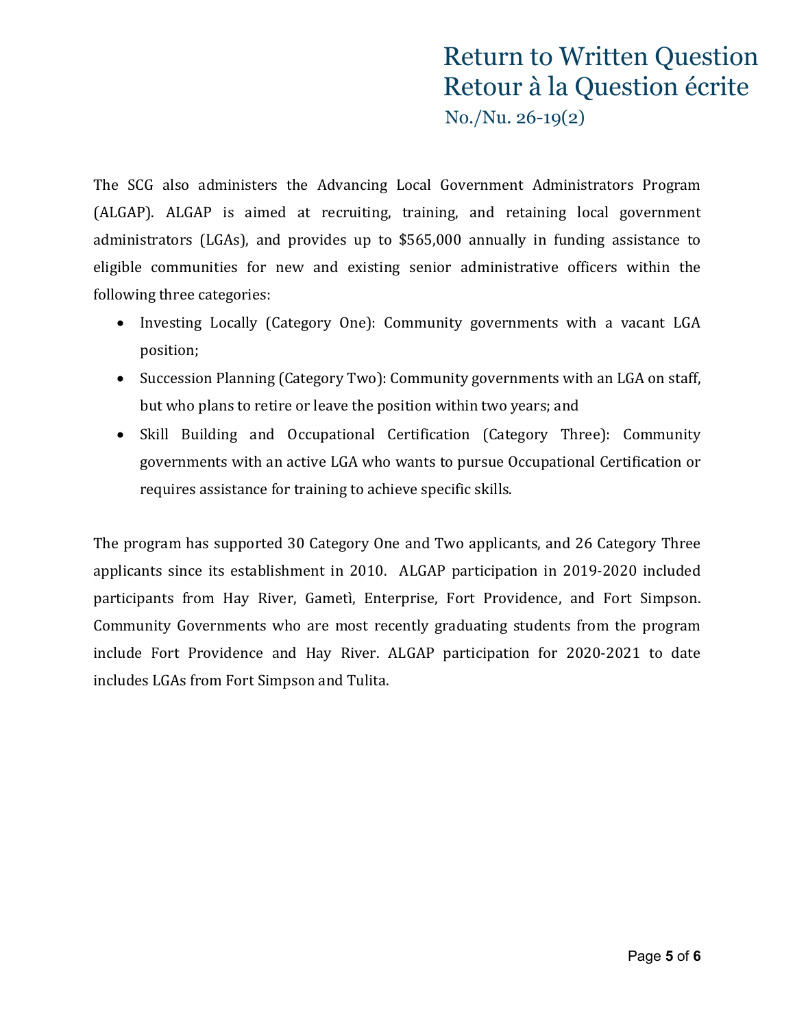The SCG also administers the Advancing Local Government Administrators Program (ALGAP). ALGAP is aimed at recruiting, training, and retaining local government administrators (LGAs), and provides up to $565,000 annually in funding assistance to eligible communities for new and existing senior administrative officers within the following three categories:

- Investing Locally (Category One): Community governments with a vacant LGA position;
- Succession Planning (Category Two): Community governments with an LGA on staff, but who plans to retire or leave the position within two years; and
- Skill Building and Occupational Certification (Category Three): Community governments with an active LGA who wants to pursue Occupational Certification or requires assistance for training to achieve specific skills.

The program has supported 30 Category One and Two applicants, and 26 Category Three applicants since its establishment in 2010. ALGAP participation in 2019-2020 included participants from Hay River, Gametì, Enterprise, Fort Providence, and Fort Simpson. Community Governments who are most recently graduating students from the program include Fort Providence and Hay River. ALGAP participation for 2020-2021 to date includes LGAs from Fort Simpson and Tulita.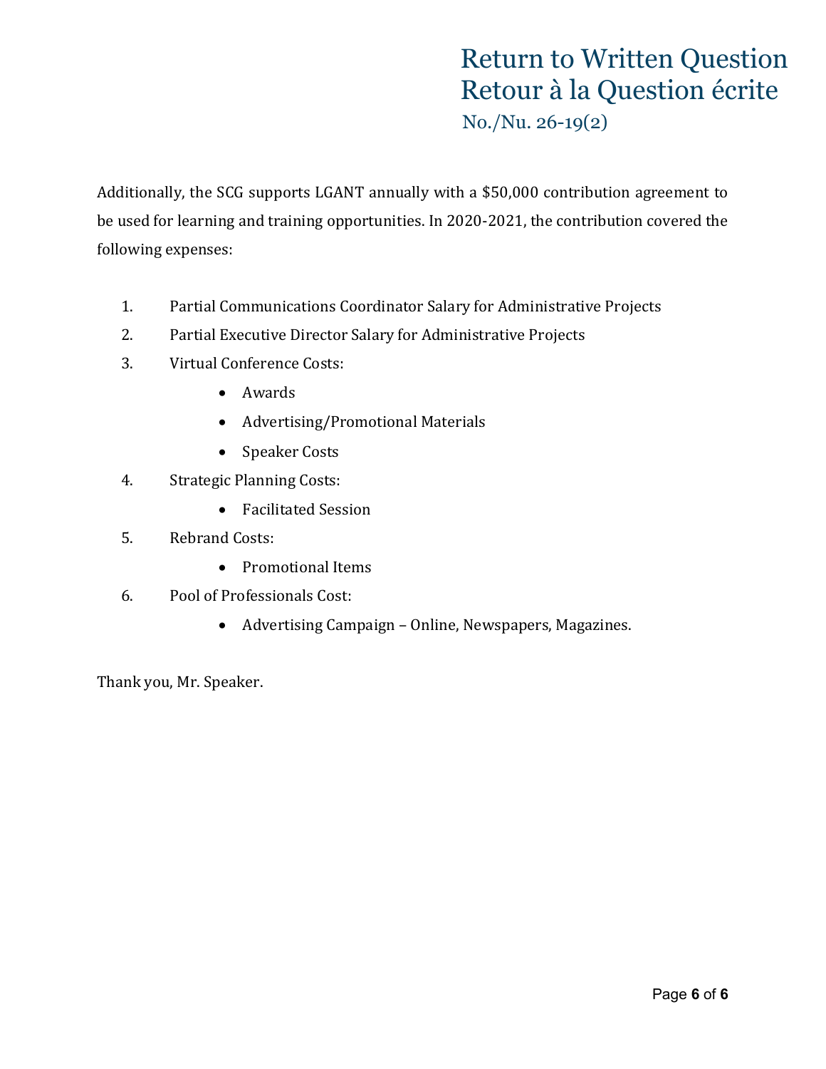Additionally, the SCG supports LGANT annually with a $50,000 contribution agreement to be used for learning and training opportunities. In 2020-2021, the contribution covered the following expenses:

1. Partial Communications Coordinator Salary for Administrative Projects
2. Partial Executive Director Salary for Administrative Projects
3. Virtual Conference Costs:
    - Awards
    - Advertising/Promotional Materials
    - Speaker Costs
4. Strategic Planning Costs:
    - Facilitated Session
5. Rebrand Costs:
    - Promotional Items
6. Pool of Professionals Cost:
    - Advertising Campaign – Online, Newspapers, Magazines.

Thank you, Mr. Speaker.